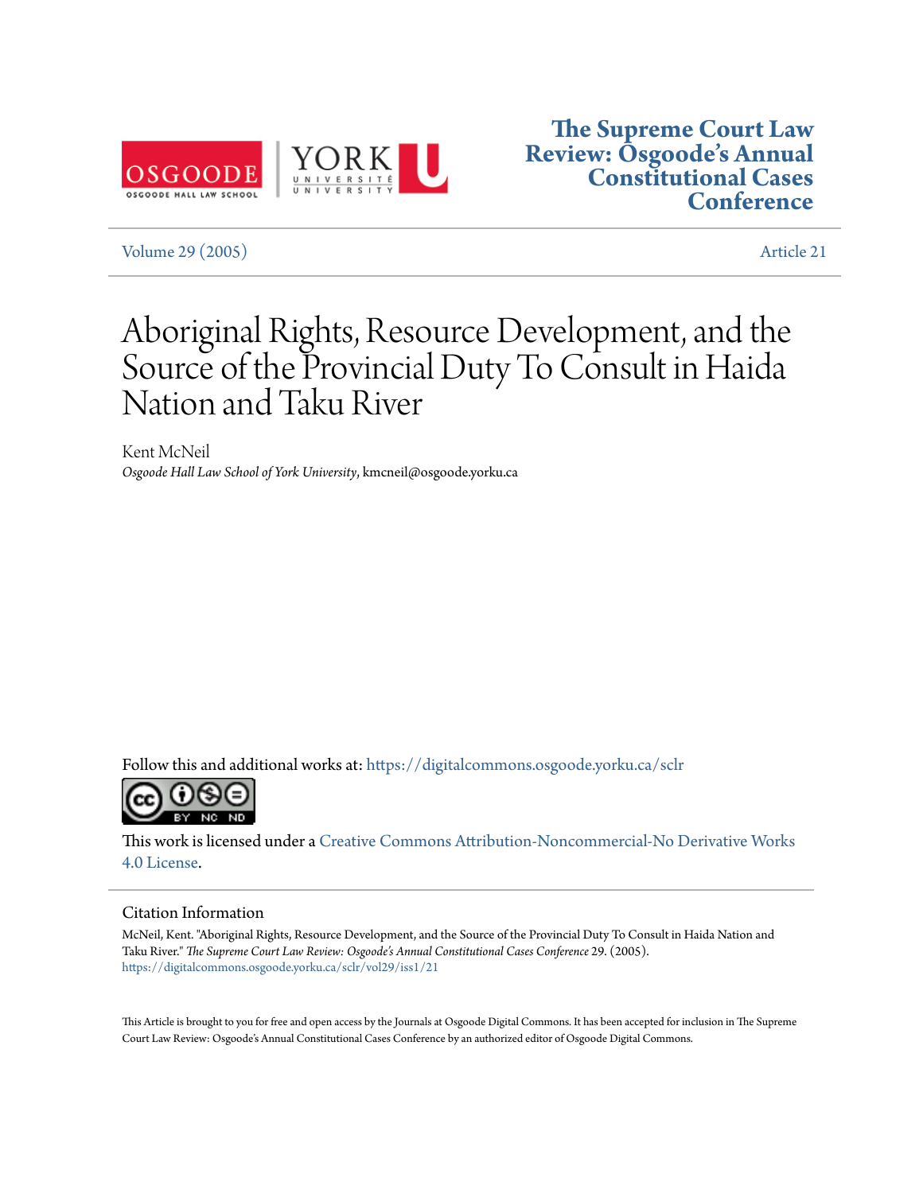The Supreme Court Law Review: Osgoode's Annual Constitutional Cases Conference

Volume 29 (2005) | Article 21

# Aboriginal Rights, Resource Development, and the Source of the Provincial Duty To Consult in Haida Nation and Taku River

Kent McNeil
*Osgoode Hall Law School of York University*, kmcneil@osgoode.yorku.ca

Follow this and additional works at: https://digitalcommons.osgoode.yorku.ca/sclr

This work is licensed under a Creative Commons Attribution-Noncommercial-No Derivative Works 4.0 License.

## Citation Information

McNeil, Kent. "Aboriginal Rights, Resource Development, and the Source of the Provincial Duty To Consult in Haida Nation and Taku River." *The Supreme Court Law Review: Osgoode's Annual Constitutional Cases Conference* 29. (2005).
https://digitalcommons.osgoode.yorku.ca/sclr/vol29/iss1/21

This Article is brought to you for free and open access by the Journals at Osgoode Digital Commons. It has been accepted for inclusion in The Supreme Court Law Review: Osgoode's Annual Constitutional Cases Conference by an authorized editor of Osgoode Digital Commons.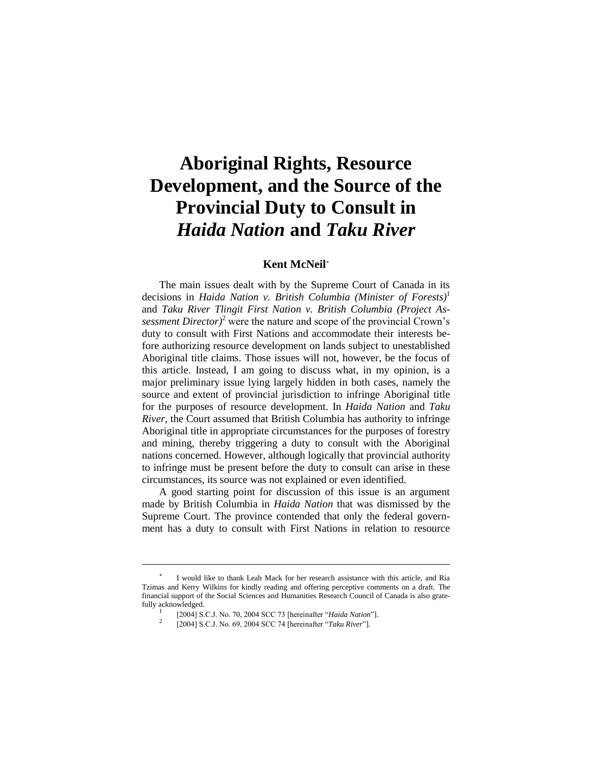# Aboriginal Rights, Resource Development, and the Source of the Provincial Duty to Consult in *Haida Nation* and *Taku River*

**Kent McNeil**[*]

The main issues dealt with by the Supreme Court of Canada in its decisions in *Haida Nation v. British Columbia (Minister of Forests)*[1] and *Taku River Tlingit First Nation v. British Columbia (Project Assessment Director)*[2] were the nature and scope of the provincial Crown's duty to consult with First Nations and accommodate their interests before authorizing resource development on lands subject to unestablished Aboriginal title claims. Those issues will not, however, be the focus of this article. Instead, I am going to discuss what, in my opinion, is a major preliminary issue lying largely hidden in both cases, namely the source and extent of provincial jurisdiction to infringe Aboriginal title for the purposes of resource development. In *Haida Nation* and *Taku River*, the Court assumed that British Columbia has authority to infringe Aboriginal title in appropriate circumstances for the purposes of forestry and mining, thereby triggering a duty to consult with the Aboriginal nations concerned. However, although logically that provincial authority to infringe must be present before the duty to consult can arise in these circumstances, its source was not explained or even identified.

A good starting point for discussion of this issue is an argument made by British Columbia in *Haida Nation* that was dismissed by the Supreme Court. The province contended that only the federal government has a duty to consult with First Nations in relation to resource

---

[*] I would like to thank Leah Mack for her research assistance with this article, and Ria Tzimas and Kerry Wilkins for kindly reading and offering perceptive comments on a draft. The financial support of the Social Sciences and Humanities Research Council of Canada is also gratefully acknowledged.

[1] [2004] S.C.J. No. 70, 2004 SCC 73 [hereinafter "*Haida Nation*"].

[2] [2004] S.C.J. No. 69, 2004 SCC 74 [hereinafter "*Taku River*"].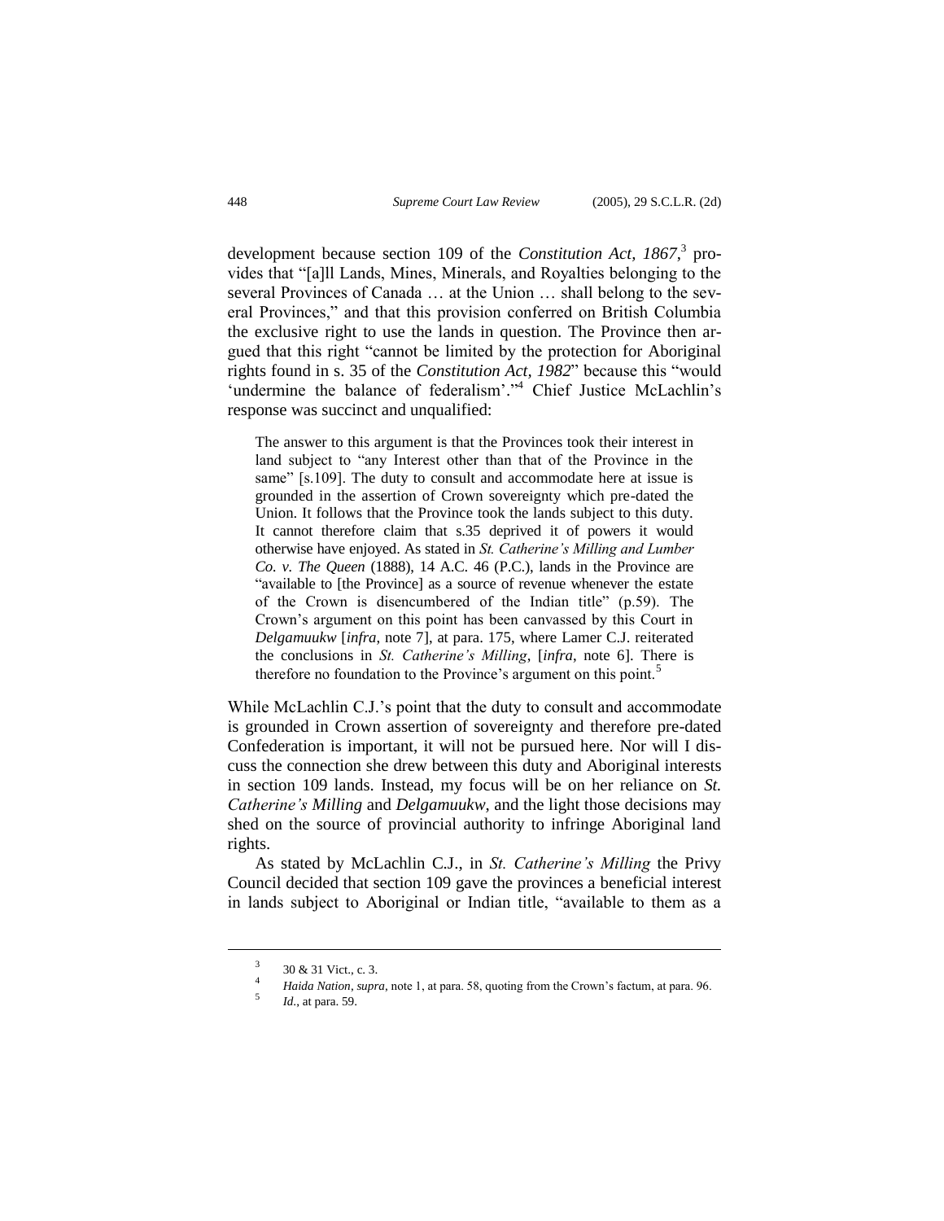development because section 109 of the *Constitution Act, 1867*,[3] provides that "[a]ll Lands, Mines, Minerals, and Royalties belonging to the several Provinces of Canada … at the Union … shall belong to the several Provinces," and that this provision conferred on British Columbia the exclusive right to use the lands in question. The Province then argued that this right "cannot be limited by the protection for Aboriginal rights found in s. 35 of the *Constitution Act, 1982*" because this "would 'undermine the balance of federalism'."[4] Chief Justice McLachlin's response was succinct and unqualified:

> The answer to this argument is that the Provinces took their interest in land subject to "any Interest other than that of the Province in the same" [s.109]. The duty to consult and accommodate here at issue is grounded in the assertion of Crown sovereignty which pre-dated the Union. It follows that the Province took the lands subject to this duty. It cannot therefore claim that s.35 deprived it of powers it would otherwise have enjoyed. As stated in *St. Catherine's Milling and Lumber Co. v. The Queen* (1888), 14 A.C. 46 (P.C.), lands in the Province are "available to [the Province] as a source of revenue whenever the estate of the Crown is disencumbered of the Indian title" (p.59). The Crown's argument on this point has been canvassed by this Court in *Delgamuukw* [*infra*, note 7], at para. 175, where Lamer C.J. reiterated the conclusions in *St. Catherine's Milling*, [*infra*, note 6]. There is therefore no foundation to the Province's argument on this point.[5]

While McLachlin C.J.'s point that the duty to consult and accommodate is grounded in Crown assertion of sovereignty and therefore pre-dated Confederation is important, it will not be pursued here. Nor will I discuss the connection she drew between this duty and Aboriginal interests in section 109 lands. Instead, my focus will be on her reliance on *St. Catherine's Milling* and *Delgamuukw*, and the light those decisions may shed on the source of provincial authority to infringe Aboriginal land rights.

As stated by McLachlin C.J., in *St. Catherine's Milling* the Privy Council decided that section 109 gave the provinces a beneficial interest in lands subject to Aboriginal or Indian title, "available to them as a

---

[3] 30 & 31 Vict., c. 3.

[4] *Haida Nation*, *supra*, note 1, at para. 58, quoting from the Crown's factum, at para. 96.

[5] *Id.*, at para. 59.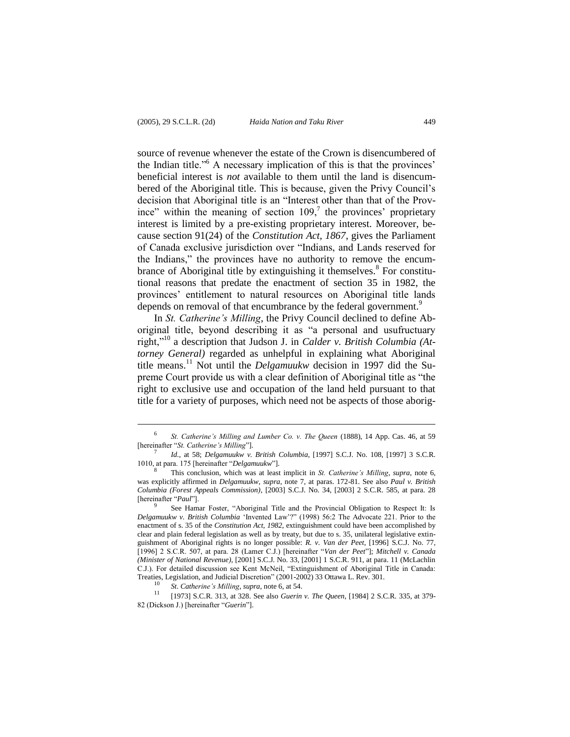source of revenue whenever the estate of the Crown is disencumbered of the Indian title."[6] A necessary implication of this is that the provinces' beneficial interest is *not* available to them until the land is disencumbered of the Aboriginal title. This is because, given the Privy Council's decision that Aboriginal title is an "Interest other than that of the Province" within the meaning of section 109,[7] the provinces' proprietary interest is limited by a pre-existing proprietary interest. Moreover, because section 91(24) of the *Constitution Act, 1867*, gives the Parliament of Canada exclusive jurisdiction over "Indians, and Lands reserved for the Indians," the provinces have no authority to remove the encumbrance of Aboriginal title by extinguishing it themselves.[8] For constitutional reasons that predate the enactment of section 35 in 1982, the provinces' entitlement to natural resources on Aboriginal title lands depends on removal of that encumbrance by the federal government.[9]

In *St. Catherine's Milling*, the Privy Council declined to define Aboriginal title, beyond describing it as "a personal and usufructuary right,"[10] a description that Judson J. in *Calder v. British Columbia (Attorney General)* regarded as unhelpful in explaining what Aboriginal title means.[11] Not until the *Delgamuukw* decision in 1997 did the Supreme Court provide us with a clear definition of Aboriginal title as "the right to exclusive use and occupation of the land held pursuant to that title for a variety of purposes, which need not be aspects of those aborig-

---

[6] *St. Catherine's Milling and Lumber Co. v. The Queen* (1888), 14 App. Cas. 46, at 59 [hereinafter "*St. Catherine's Milling*"].

[7] *Id.*, at 58; *Delgamuukw v. British Columbia*, [1997] S.C.J. No. 108, [1997] 3 S.C.R. 1010, at para. 175 [hereinafter "*Delgamuukw*"].

[8] This conclusion, which was at least implicit in *St. Catherine's Milling*, *supra*, note 6, was explicitly affirmed in *Delgamuukw*, *supra*, note 7, at paras. 172-81. See also *Paul v. British Columbia (Forest Appeals Commission)*, [2003] S.C.J. No. 34, [2003] 2 S.C.R. 585, at para. 28 [hereinafter "*Paul*"].

[9] See Hamar Foster, "Aboriginal Title and the Provincial Obligation to Respect It: Is *Delgamuukw v. British Columbia* 'Invented Law'?" (1998) 56:2 The Advocate 221. Prior to the enactment of s. 35 of the *Constitution Act, 1982*, extinguishment could have been accomplished by clear and plain federal legislation as well as by treaty, but due to s. 35, unilateral legislative extinguishment of Aboriginal rights is no longer possible: *R. v. Van der Peet*, [1996] S.C.J. No. 77, [1996] 2 S.C.R. 507, at para. 28 (Lamer C.J.) [hereinafter "*Van der Peet*"]; *Mitchell v. Canada (Minister of National Revenue)*, [2001] S.C.J. No. 33, [2001] 1 S.C.R. 911, at para. 11 (McLachlin C.J.). For detailed discussion see Kent McNeil, "Extinguishment of Aboriginal Title in Canada: Treaties, Legislation, and Judicial Discretion" (2001-2002) 33 Ottawa L. Rev. 301.

[10] *St. Catherine's Milling*, *supra*, note 6, at 54.

[11] [1973] S.C.R. 313, at 328. See also *Guerin v. The Queen*, [1984] 2 S.C.R. 335, at 379-82 (Dickson J.) [hereinafter "*Guerin*"].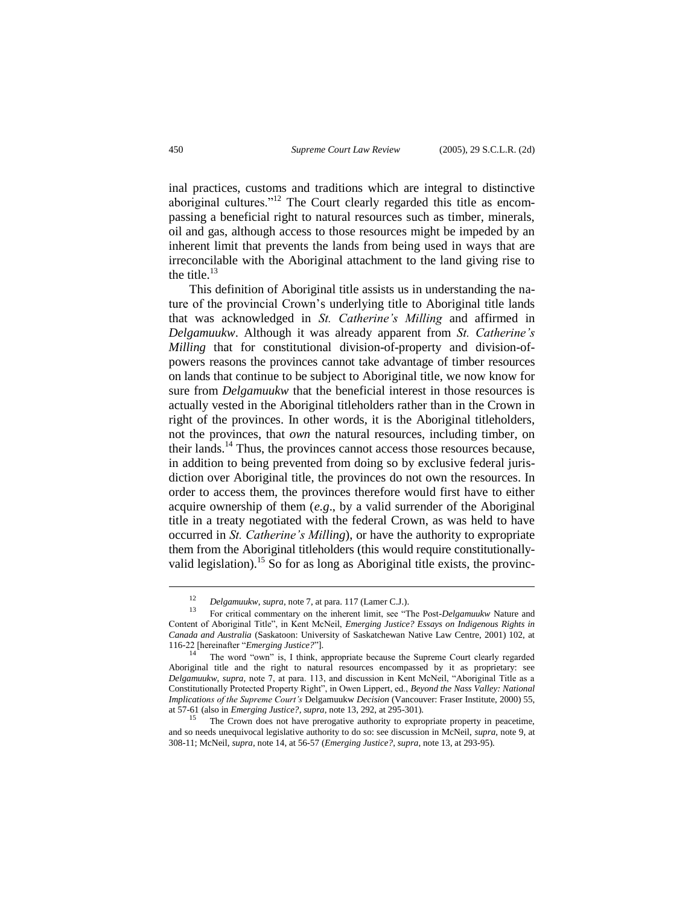inal practices, customs and traditions which are integral to distinctive aboriginal cultures."[12] The Court clearly regarded this title as encompassing a beneficial right to natural resources such as timber, minerals, oil and gas, although access to those resources might be impeded by an inherent limit that prevents the lands from being used in ways that are irreconcilable with the Aboriginal attachment to the land giving rise to the title.[13]

This definition of Aboriginal title assists us in understanding the nature of the provincial Crown's underlying title to Aboriginal title lands that was acknowledged in *St. Catherine's Milling* and affirmed in *Delgamuukw*. Although it was already apparent from *St. Catherine's Milling* that for constitutional division-of-property and division-of-powers reasons the provinces cannot take advantage of timber resources on lands that continue to be subject to Aboriginal title, we now know for sure from *Delgamuukw* that the beneficial interest in those resources is actually vested in the Aboriginal titleholders rather than in the Crown in right of the provinces. In other words, it is the Aboriginal titleholders, not the provinces, that *own* the natural resources, including timber, on their lands.[14] Thus, the provinces cannot access those resources because, in addition to being prevented from doing so by exclusive federal jurisdiction over Aboriginal title, the provinces do not own the resources. In order to access them, the provinces therefore would first have to either acquire ownership of them (*e.g*., by a valid surrender of the Aboriginal title in a treaty negotiated with the federal Crown, as was held to have occurred in *St. Catherine's Milling*), or have the authority to expropriate them from the Aboriginal titleholders (this would require constitutionally-valid legislation).[15] So for as long as Aboriginal title exists, the provinc-

---

[12] *Delgamuukw*, *supra*, note 7, at para. 117 (Lamer C.J.).

[13] For critical commentary on the inherent limit, see "The Post-*Delgamuukw* Nature and Content of Aboriginal Title", in Kent McNeil, *Emerging Justice? Essays on Indigenous Rights in Canada and Australia* (Saskatoon: University of Saskatchewan Native Law Centre, 2001) 102, at 116-22 [hereinafter "*Emerging Justice?*"].

[14] The word "own" is, I think, appropriate because the Supreme Court clearly regarded Aboriginal title and the right to natural resources encompassed by it as proprietary: see *Delgamuukw*, *supra*, note 7, at para. 113, and discussion in Kent McNeil, "Aboriginal Title as a Constitutionally Protected Property Right", in Owen Lippert, ed., *Beyond the Nass Valley: National Implications of the Supreme Court's* Delgamuukw *Decision* (Vancouver: Fraser Institute, 2000) 55, at 57-61 (also in *Emerging Justice?*, *supra*, note 13, 292, at 295-301).

[15] The Crown does not have prerogative authority to expropriate property in peacetime, and so needs unequivocal legislative authority to do so: see discussion in McNeil, *supra*, note 9, at 308-11; McNeil, *supra*, note 14, at 56-57 (*Emerging Justice?*, *supra*, note 13, at 293-95).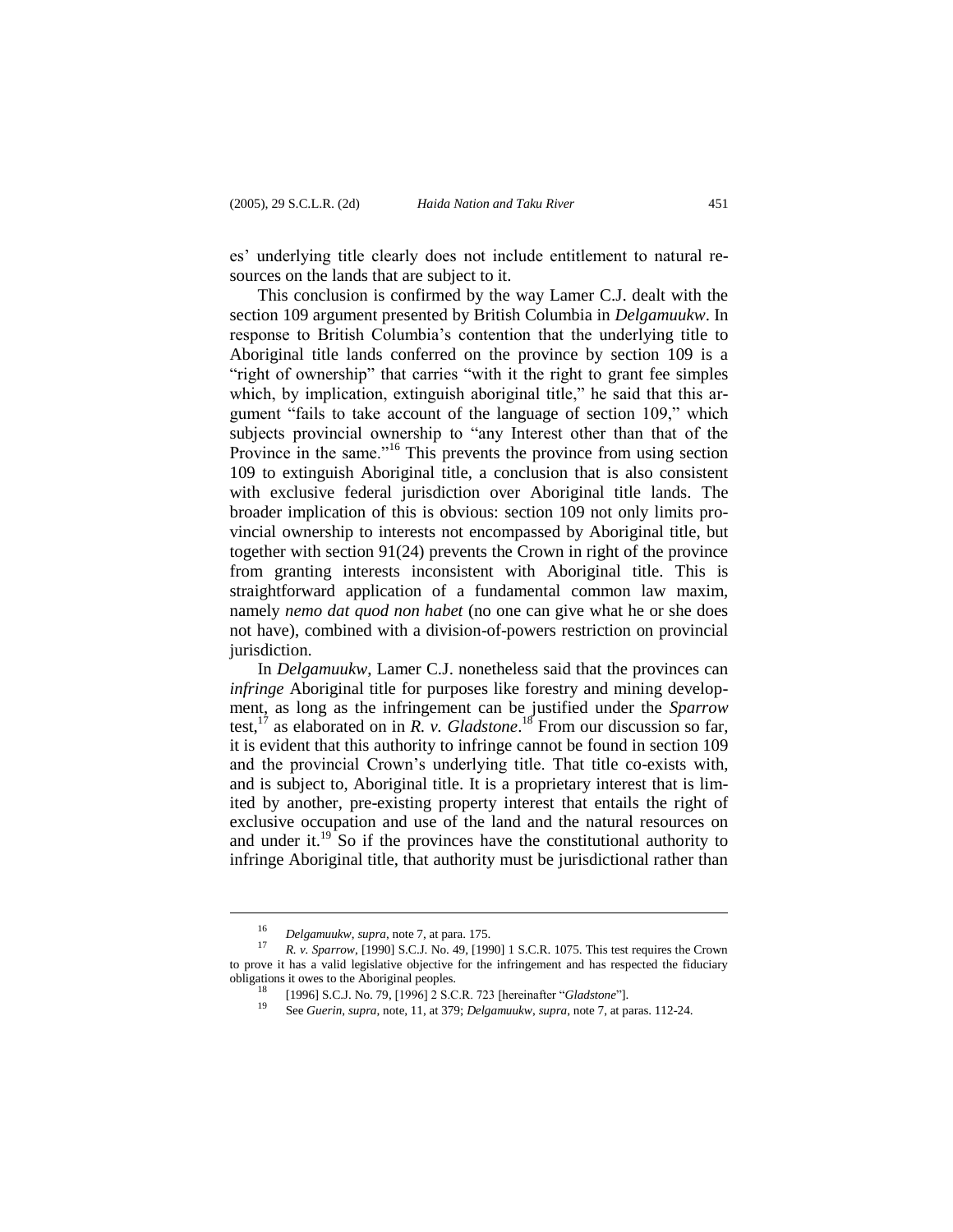es' underlying title clearly does not include entitlement to natural resources on the lands that are subject to it.

This conclusion is confirmed by the way Lamer C.J. dealt with the section 109 argument presented by British Columbia in *Delgamuukw*. In response to British Columbia's contention that the underlying title to Aboriginal title lands conferred on the province by section 109 is a "right of ownership" that carries "with it the right to grant fee simples which, by implication, extinguish aboriginal title," he said that this argument "fails to take account of the language of section 109," which subjects provincial ownership to "any Interest other than that of the Province in the same."[16] This prevents the province from using section 109 to extinguish Aboriginal title, a conclusion that is also consistent with exclusive federal jurisdiction over Aboriginal title lands. The broader implication of this is obvious: section 109 not only limits provincial ownership to interests not encompassed by Aboriginal title, but together with section 91(24) prevents the Crown in right of the province from granting interests inconsistent with Aboriginal title. This is straightforward application of a fundamental common law maxim, namely *nemo dat quod non habet* (no one can give what he or she does not have), combined with a division-of-powers restriction on provincial jurisdiction.

In *Delgamuukw*, Lamer C.J. nonetheless said that the provinces can *infringe* Aboriginal title for purposes like forestry and mining development, as long as the infringement can be justified under the *Sparrow* test,[17] as elaborated on in *R. v. Gladstone*.[18] From our discussion so far, it is evident that this authority to infringe cannot be found in section 109 and the provincial Crown's underlying title. That title co-exists with, and is subject to, Aboriginal title. It is a proprietary interest that is limited by another, pre-existing property interest that entails the right of exclusive occupation and use of the land and the natural resources on and under it.[19] So if the provinces have the constitutional authority to infringe Aboriginal title, that authority must be jurisdictional rather than

---

[16] *Delgamuukw*, *supra*, note 7, at para. 175.

[17] *R. v. Sparrow*, [1990] S.C.J. No. 49, [1990] 1 S.C.R. 1075. This test requires the Crown to prove it has a valid legislative objective for the infringement and has respected the fiduciary obligations it owes to the Aboriginal peoples.

[18] [1996] S.C.J. No. 79, [1996] 2 S.C.R. 723 [hereinafter "*Gladstone*"].

[19] See *Guerin*, *supra*, note, 11, at 379; *Delgamuukw*, *supra*, note 7, at paras. 112-24.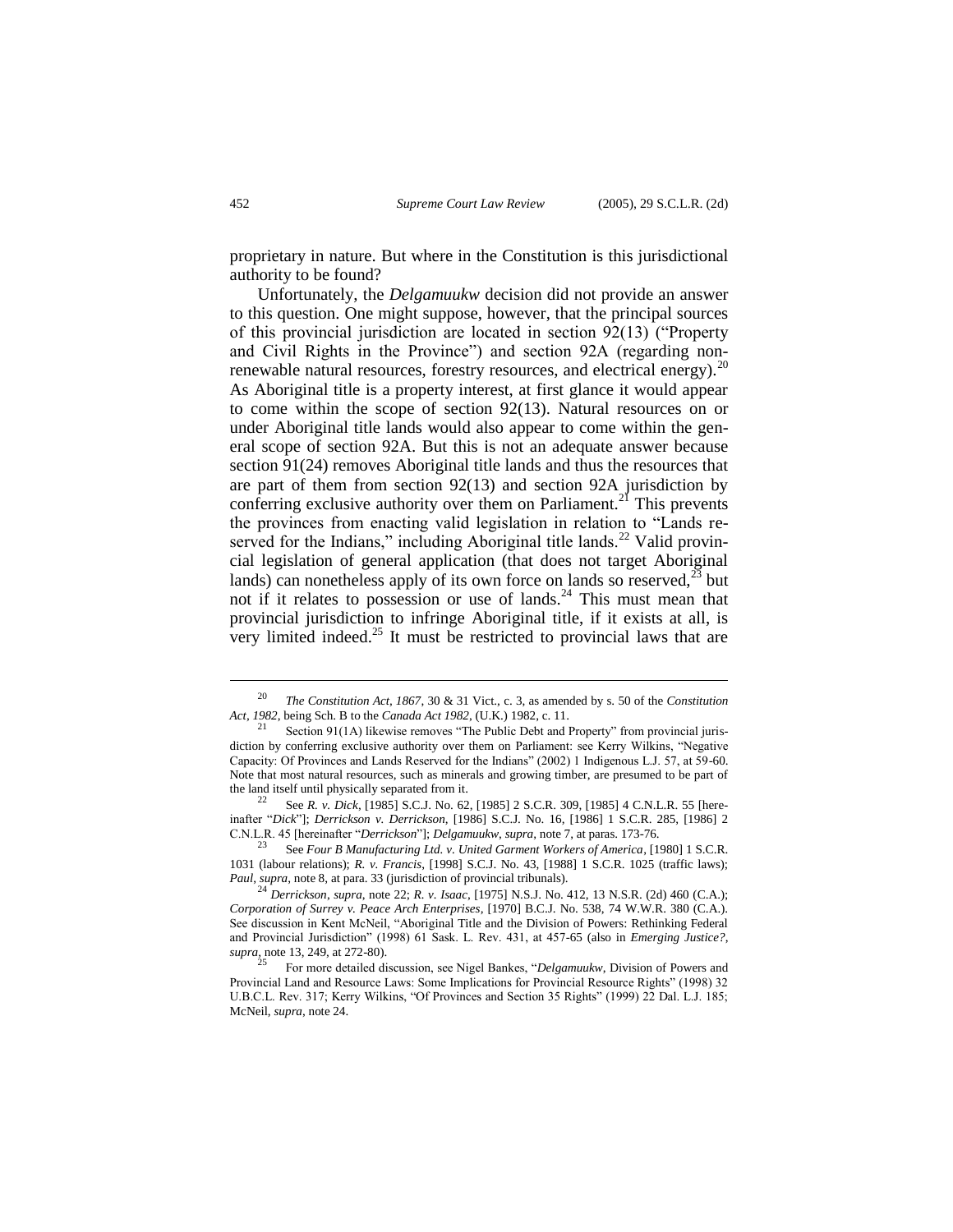proprietary in nature. But where in the Constitution is this jurisdictional authority to be found?

Unfortunately, the *Delgamuukw* decision did not provide an answer to this question. One might suppose, however, that the principal sources of this provincial jurisdiction are located in section 92(13) ("Property and Civil Rights in the Province") and section 92A (regarding non-renewable natural resources, forestry resources, and electrical energy).[20] As Aboriginal title is a property interest, at first glance it would appear to come within the scope of section 92(13). Natural resources on or under Aboriginal title lands would also appear to come within the general scope of section 92A. But this is not an adequate answer because section 91(24) removes Aboriginal title lands and thus the resources that are part of them from section 92(13) and section 92A jurisdiction by conferring exclusive authority over them on Parliament.[21] This prevents the provinces from enacting valid legislation in relation to "Lands reserved for the Indians," including Aboriginal title lands.[22] Valid provincial legislation of general application (that does not target Aboriginal lands) can nonetheless apply of its own force on lands so reserved,[23] but not if it relates to possession or use of lands.[24] This must mean that provincial jurisdiction to infringe Aboriginal title, if it exists at all, is very limited indeed.[25] It must be restricted to provincial laws that are

---

[20] *The Constitution Act, 1867*, 30 & 31 Vict., c. 3, as amended by s. 50 of the *Constitution Act, 1982*, being Sch. B to the *Canada Act 1982*, (U.K.) 1982, c. 11.

[21] Section 91(1A) likewise removes "The Public Debt and Property" from provincial jurisdiction by conferring exclusive authority over them on Parliament: see Kerry Wilkins, "Negative Capacity: Of Provinces and Lands Reserved for the Indians" (2002) 1 Indigenous L.J. 57, at 59-60. Note that most natural resources, such as minerals and growing timber, are presumed to be part of the land itself until physically separated from it.

[22] See *R. v. Dick*, [1985] S.C.J. No. 62, [1985] 2 S.C.R. 309, [1985] 4 C.N.L.R. 55 [hereinafter "*Dick*"]; *Derrickson v. Derrickson*, [1986] S.C.J. No. 16, [1986] 1 S.C.R. 285, [1986] 2 C.N.L.R. 45 [hereinafter "*Derrickson*"]; *Delgamuukw*, *supra*, note 7, at paras. 173-76.

[23] See *Four B Manufacturing Ltd. v. United Garment Workers of America*, [1980] 1 S.C.R. 1031 (labour relations); *R. v. Francis*, [1998] S.C.J. No. 43, [1988] 1 S.C.R. 1025 (traffic laws); *Paul*, *supra*, note 8, at para. 33 (jurisdiction of provincial tribunals).

[24] *Derrickson*, *supra*, note 22; *R. v. Isaac*, [1975] N.S.J. No. 412, 13 N.S.R. (2d) 460 (C.A.); *Corporation of Surrey v. Peace Arch Enterprises*, [1970] B.C.J. No. 538, 74 W.W.R. 380 (C.A.). See discussion in Kent McNeil, "Aboriginal Title and the Division of Powers: Rethinking Federal and Provincial Jurisdiction" (1998) 61 Sask. L. Rev. 431, at 457-65 (also in *Emerging Justice?*, *supra*, note 13, 249, at 272-80).

[25] For more detailed discussion, see Nigel Bankes, "*Delgamuukw*, Division of Powers and Provincial Land and Resource Laws: Some Implications for Provincial Resource Rights" (1998) 32 U.B.C.L. Rev. 317; Kerry Wilkins, "Of Provinces and Section 35 Rights" (1999) 22 Dal. L.J. 185; McNeil, *supra*, note 24.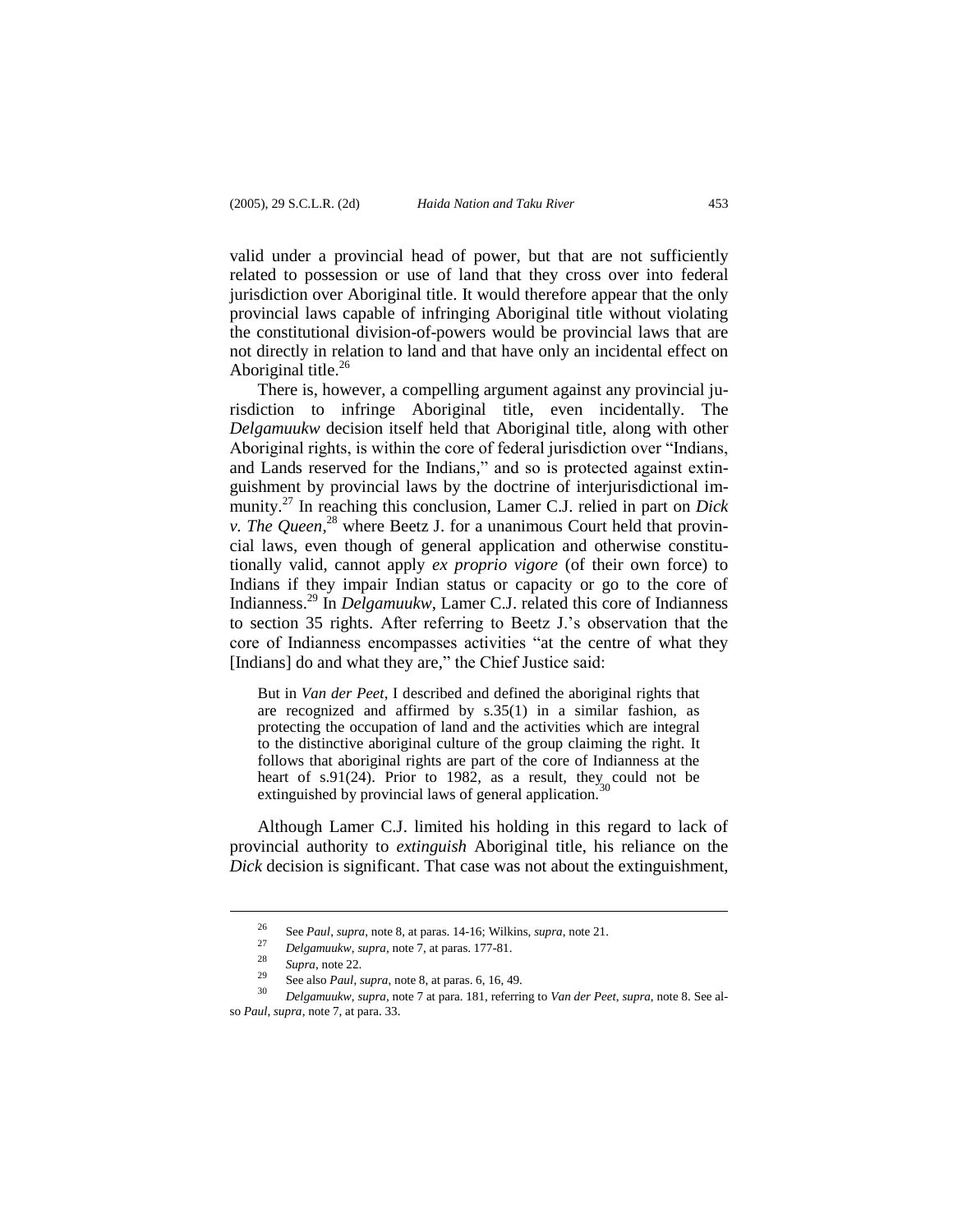valid under a provincial head of power, but that are not sufficiently related to possession or use of land that they cross over into federal jurisdiction over Aboriginal title. It would therefore appear that the only provincial laws capable of infringing Aboriginal title without violating the constitutional division-of-powers would be provincial laws that are not directly in relation to land and that have only an incidental effect on Aboriginal title.[26]

There is, however, a compelling argument against any provincial jurisdiction to infringe Aboriginal title, even incidentally. The *Delgamuukw* decision itself held that Aboriginal title, along with other Aboriginal rights, is within the core of federal jurisdiction over "Indians, and Lands reserved for the Indians," and so is protected against extinguishment by provincial laws by the doctrine of interjurisdictional immunity.[27] In reaching this conclusion, Lamer C.J. relied in part on *Dick v. The Queen*,[28] where Beetz J. for a unanimous Court held that provincial laws, even though of general application and otherwise constitutionally valid, cannot apply *ex proprio vigore* (of their own force) to Indians if they impair Indian status or capacity or go to the core of Indianness.[29] In *Delgamuukw*, Lamer C.J. related this core of Indianness to section 35 rights. After referring to Beetz J.'s observation that the core of Indianness encompasses activities "at the centre of what they [Indians] do and what they are," the Chief Justice said:

> But in *Van der Peet*, I described and defined the aboriginal rights that are recognized and affirmed by s.35(1) in a similar fashion, as protecting the occupation of land and the activities which are integral to the distinctive aboriginal culture of the group claiming the right. It follows that aboriginal rights are part of the core of Indianness at the heart of s.91(24). Prior to 1982, as a result, they could not be extinguished by provincial laws of general application.[30]

Although Lamer C.J. limited his holding in this regard to lack of provincial authority to *extinguish* Aboriginal title, his reliance on the *Dick* decision is significant. That case was not about the extinguishment,

---

[26] See *Paul*, *supra*, note 8, at paras. 14-16; Wilkins, *supra*, note 21.

[27] *Delgamuukw*, *supra*, note 7, at paras. 177-81.

[28] *Supra*, note 22.

[29] See also *Paul*, *supra*, note 8, at paras. 6, 16, 49.

[30] *Delgamuukw*, *supra*, note 7 at para. 181, referring to *Van der Peet*, *supra*, note 8. See also *Paul*, *supra*, note 7, at para. 33.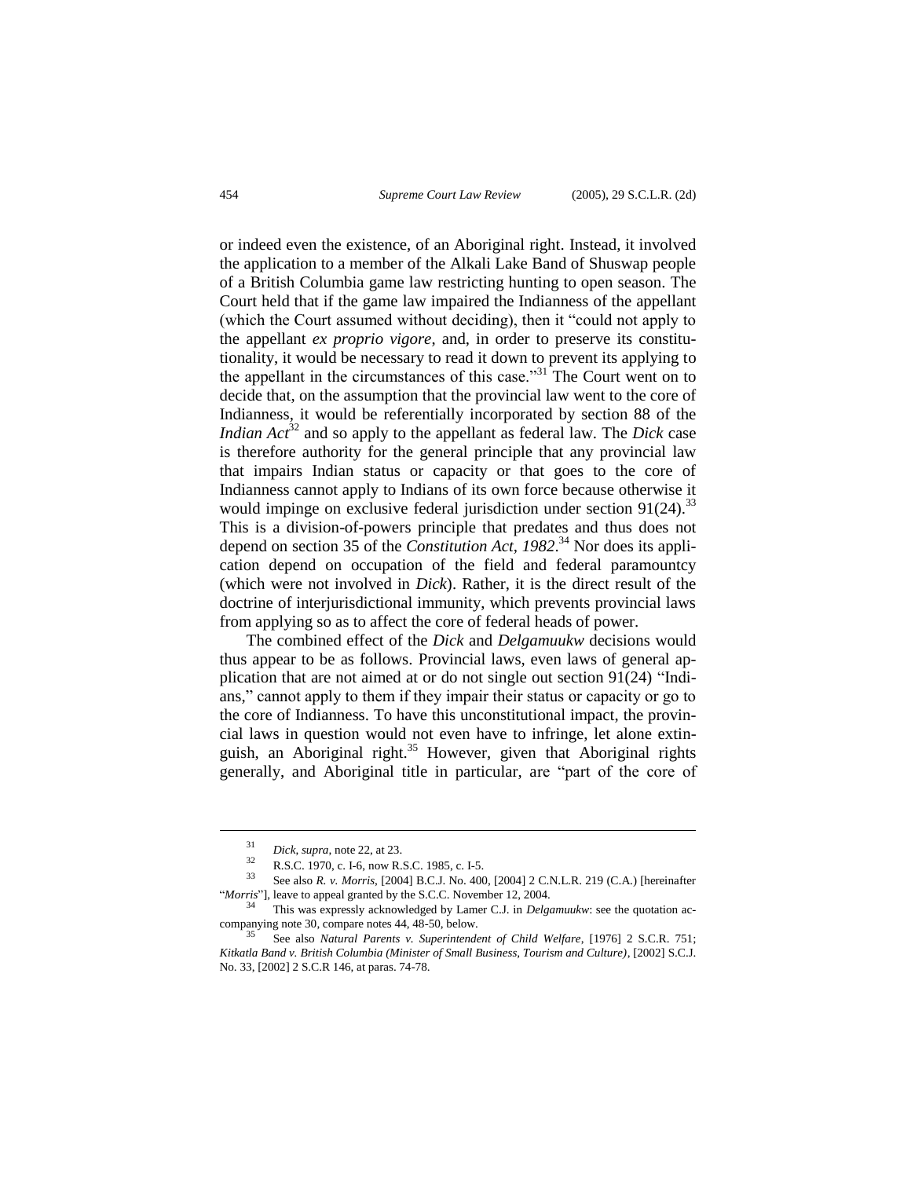or indeed even the existence, of an Aboriginal right. Instead, it involved the application to a member of the Alkali Lake Band of Shuswap people of a British Columbia game law restricting hunting to open season. The Court held that if the game law impaired the Indianness of the appellant (which the Court assumed without deciding), then it "could not apply to the appellant *ex proprio vigore*, and, in order to preserve its constitutionality, it would be necessary to read it down to prevent its applying to the appellant in the circumstances of this case."[31] The Court went on to decide that, on the assumption that the provincial law went to the core of Indianness, it would be referentially incorporated by section 88 of the *Indian Act*[32] and so apply to the appellant as federal law. The *Dick* case is therefore authority for the general principle that any provincial law that impairs Indian status or capacity or that goes to the core of Indianness cannot apply to Indians of its own force because otherwise it would impinge on exclusive federal jurisdiction under section 91(24).[33] This is a division-of-powers principle that predates and thus does not depend on section 35 of the *Constitution Act, 1982*.[34] Nor does its application depend on occupation of the field and federal paramountcy (which were not involved in *Dick*). Rather, it is the direct result of the doctrine of interjurisdictional immunity, which prevents provincial laws from applying so as to affect the core of federal heads of power.

The combined effect of the *Dick* and *Delgamuukw* decisions would thus appear to be as follows. Provincial laws, even laws of general application that are not aimed at or do not single out section 91(24) "Indians," cannot apply to them if they impair their status or capacity or go to the core of Indianness. To have this unconstitutional impact, the provincial laws in question would not even have to infringe, let alone extinguish, an Aboriginal right.[35] However, given that Aboriginal rights generally, and Aboriginal title in particular, are "part of the core of

---

[31] *Dick*, *supra*, note 22, at 23.

[32] R.S.C. 1970, c. I-6, now R.S.C. 1985, c. I-5.

[33] See also *R. v. Morris*, [2004] B.C.J. No. 400, [2004] 2 C.N.L.R. 219 (C.A.) [hereinafter "*Morris*"], leave to appeal granted by the S.C.C. November 12, 2004.

[34] This was expressly acknowledged by Lamer C.J. in *Delgamuukw*: see the quotation accompanying note 30, compare notes 44, 48-50, below.

[35] See also *Natural Parents v. Superintendent of Child Welfare*, [1976] 2 S.C.R. 751; *Kitkatla Band v. British Columbia (Minister of Small Business, Tourism and Culture)*, [2002] S.C.J. No. 33, [2002] 2 S.C.R 146, at paras. 74-78.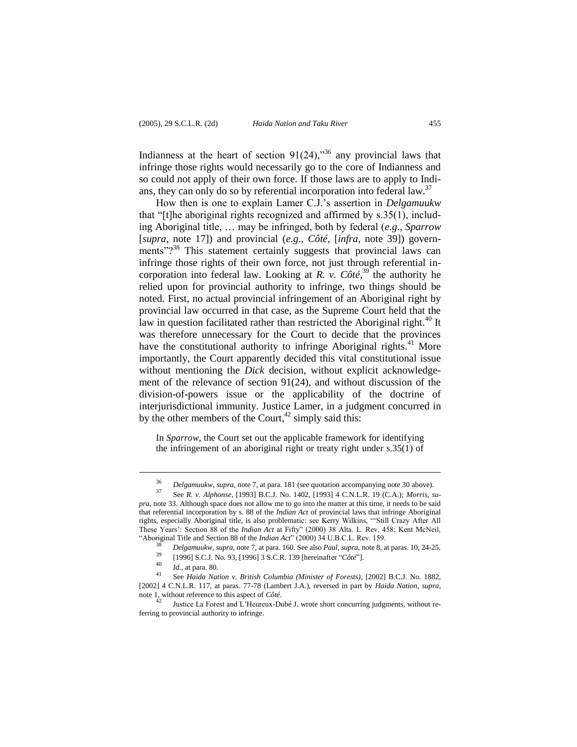Indianness at the heart of section 91(24),"[36] any provincial laws that infringe those rights would necessarily go to the core of Indianness and so could not apply of their own force. If those laws are to apply to Indians, they can only do so by referential incorporation into federal law.[37]

How then is one to explain Lamer C.J.'s assertion in *Delgamuukw* that "[t]he aboriginal rights recognized and affirmed by s.35(1), including Aboriginal title, … may be infringed, both by federal (*e.g*., *Sparrow* [*supra*, note 17]) and provincial (*e.g*., *Côté*, [*infra*, note 39]) governments"?[38] This statement certainly suggests that provincial laws can infringe those rights of their own force, not just through referential incorporation into federal law. Looking at *R. v. Côté*,[39] the authority he relied upon for provincial authority to infringe, two things should be noted. First, no actual provincial infringement of an Aboriginal right by provincial law occurred in that case, as the Supreme Court held that the law in question facilitated rather than restricted the Aboriginal right.[40] It was therefore unnecessary for the Court to decide that the provinces have the constitutional authority to infringe Aboriginal rights.[41] More importantly, the Court apparently decided this vital constitutional issue without mentioning the *Dick* decision, without explicit acknowledgement of the relevance of section 91(24), and without discussion of the division-of-powers issue or the applicability of the doctrine of interjurisdictional immunity. Justice Lamer, in a judgment concurred in by the other members of the Court,[42] simply said this:

> In *Sparrow*, the Court set out the applicable framework for identifying the infringement of an aboriginal right or treaty right under s.35(1) of

---

[36] *Delgamuukw*, *supra*, note 7, at para. 181 (see quotation accompanying note 30 above).

[37] See *R. v. Alphonse*, [1993] B.C.J. No. 1402, [1993] 4 C.N.L.R. 19 (C.A.); *Morris*, *supra*, note 33. Although space does not allow me to go into the matter at this time, it needs to be said that referential incorporation by s. 88 of the *Indian Act* of provincial laws that infringe Aboriginal rights, especially Aboriginal title, is also problematic: see Kerry Wilkins, "'Still Crazy After All These Years': Section 88 of the *Indian Act* at Fifty" (2000) 38 Alta. L. Rev. 458; Kent McNeil, "Aboriginal Title and Section 88 of the *Indian Act*" (2000) 34 U.B.C.L. Rev. 159.

[38] *Delgamuukw*, *supra*, note 7, at para. 160. See also *Paul*, *supra*, note 8, at paras. 10, 24-25.

[39] [1996] S.C.J. No. 93, [1996] 3 S.C.R. 139 [hereinafter "*Côté*"].

[40] *Id.*, at para. 80.

[41] See *Haida Nation v. British Columbia (Minister of Forests)*, [2002] B.C.J. No. 1882, [2002] 4 C.N.L.R. 117, at paras. 77-78 (Lambert J.A.), reversed in part by *Haida Nation*, *supra*, note 1, without reference to this aspect of *Côté*.

[42] Justice La Forest and L'Heureux-Dubé J. wrote short concurring judgments, without referring to provincial authority to infringe.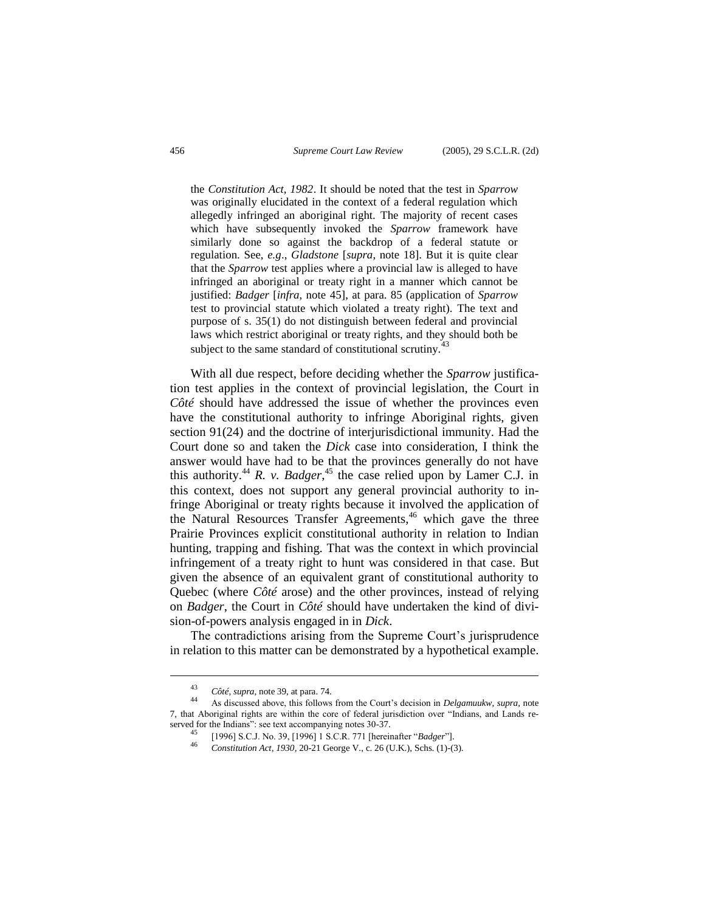the *Constitution Act, 1982*. It should be noted that the test in *Sparrow* was originally elucidated in the context of a federal regulation which allegedly infringed an aboriginal right. The majority of recent cases which have subsequently invoked the *Sparrow* framework have similarly done so against the backdrop of a federal statute or regulation. See, *e.g*., *Gladstone* [*supra*, note 18]. But it is quite clear that the *Sparrow* test applies where a provincial law is alleged to have infringed an aboriginal or treaty right in a manner which cannot be justified: *Badger* [*infra*, note 45], at para. 85 (application of *Sparrow* test to provincial statute which violated a treaty right). The text and purpose of s. 35(1) do not distinguish between federal and provincial laws which restrict aboriginal or treaty rights, and they should both be subject to the same standard of constitutional scrutiny.[43]

With all due respect, before deciding whether the *Sparrow* justification test applies in the context of provincial legislation, the Court in *Côté* should have addressed the issue of whether the provinces even have the constitutional authority to infringe Aboriginal rights, given section 91(24) and the doctrine of interjurisdictional immunity. Had the Court done so and taken the *Dick* case into consideration, I think the answer would have had to be that the provinces generally do not have this authority.[44] *R. v. Badger*,[45] the case relied upon by Lamer C.J. in this context, does not support any general provincial authority to infringe Aboriginal or treaty rights because it involved the application of the Natural Resources Transfer Agreements,[46] which gave the three Prairie Provinces explicit constitutional authority in relation to Indian hunting, trapping and fishing. That was the context in which provincial infringement of a treaty right to hunt was considered in that case. But given the absence of an equivalent grant of constitutional authority to Quebec (where *Côté* arose) and the other provinces, instead of relying on *Badger*, the Court in *Côté* should have undertaken the kind of division-of-powers analysis engaged in in *Dick*.

The contradictions arising from the Supreme Court's jurisprudence in relation to this matter can be demonstrated by a hypothetical example.

---

[43] *Côté*, *supra*, note 39, at para. 74.

[44] As discussed above, this follows from the Court's decision in *Delgamuukw*, *supra*, note 7, that Aboriginal rights are within the core of federal jurisdiction over "Indians, and Lands reserved for the Indians": see text accompanying notes 30-37.

[45] [1996] S.C.J. No. 39, [1996] 1 S.C.R. 771 [hereinafter "*Badger*"].

[46] *Constitution Act, 1930*, 20-21 George V., c. 26 (U.K.), Schs. (1)-(3).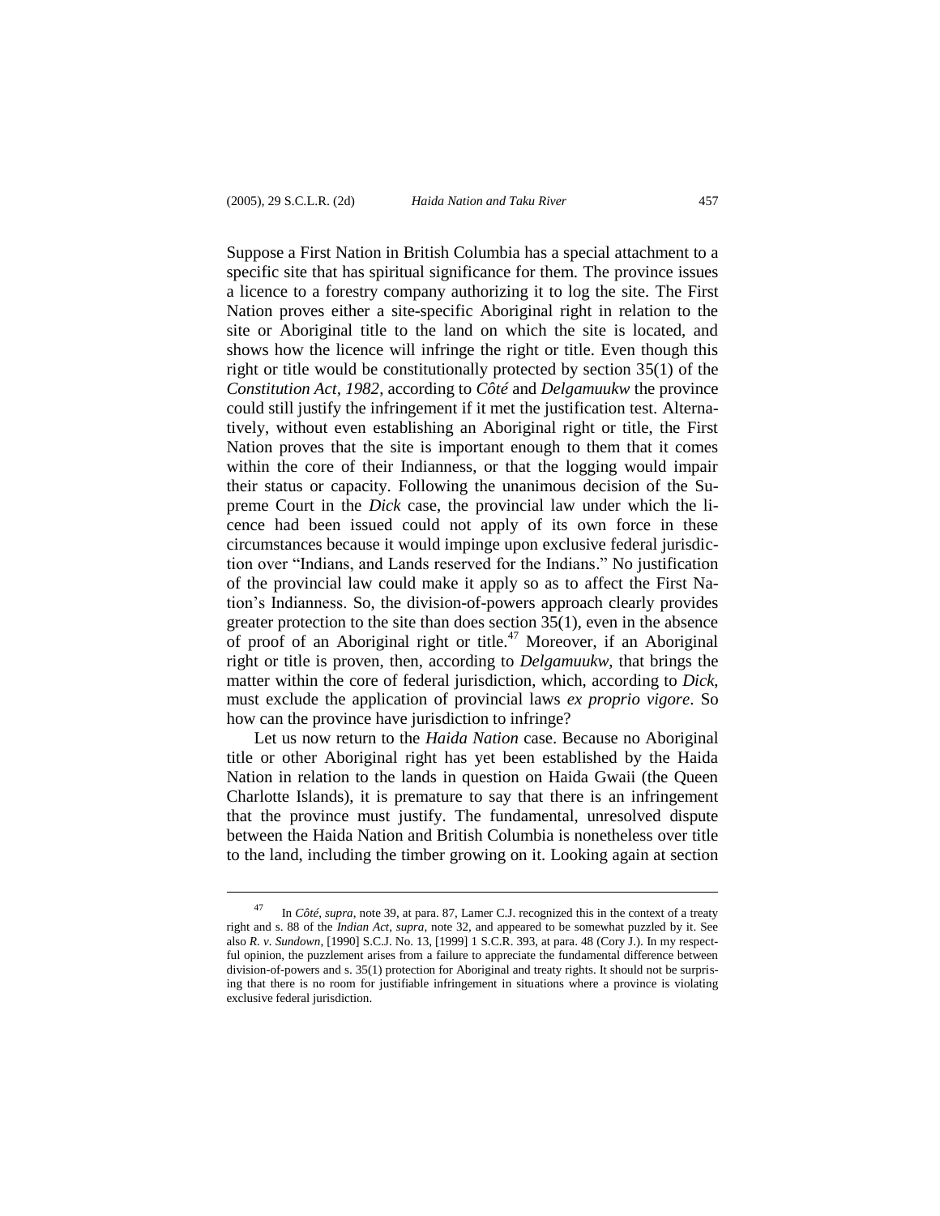Suppose a First Nation in British Columbia has a special attachment to a specific site that has spiritual significance for them. The province issues a licence to a forestry company authorizing it to log the site. The First Nation proves either a site-specific Aboriginal right in relation to the site or Aboriginal title to the land on which the site is located, and shows how the licence will infringe the right or title. Even though this right or title would be constitutionally protected by section 35(1) of the *Constitution Act, 1982*, according to *Côté* and *Delgamuukw* the province could still justify the infringement if it met the justification test. Alternatively, without even establishing an Aboriginal right or title, the First Nation proves that the site is important enough to them that it comes within the core of their Indianness, or that the logging would impair their status or capacity. Following the unanimous decision of the Supreme Court in the *Dick* case, the provincial law under which the licence had been issued could not apply of its own force in these circumstances because it would impinge upon exclusive federal jurisdiction over "Indians, and Lands reserved for the Indians." No justification of the provincial law could make it apply so as to affect the First Nation's Indianness. So, the division-of-powers approach clearly provides greater protection to the site than does section 35(1), even in the absence of proof of an Aboriginal right or title.[47] Moreover, if an Aboriginal right or title is proven, then, according to *Delgamuukw*, that brings the matter within the core of federal jurisdiction, which, according to *Dick*, must exclude the application of provincial laws *ex proprio vigore*. So how can the province have jurisdiction to infringe?

Let us now return to the *Haida Nation* case. Because no Aboriginal title or other Aboriginal right has yet been established by the Haida Nation in relation to the lands in question on Haida Gwaii (the Queen Charlotte Islands), it is premature to say that there is an infringement that the province must justify. The fundamental, unresolved dispute between the Haida Nation and British Columbia is nonetheless over title to the land, including the timber growing on it. Looking again at section

---

[47] In *Côté*, *supra*, note 39, at para. 87, Lamer C.J. recognized this in the context of a treaty right and s. 88 of the *Indian Act*, *supra*, note 32, and appeared to be somewhat puzzled by it. See also *R. v. Sundown*, [1990] S.C.J. No. 13, [1999] 1 S.C.R. 393, at para. 48 (Cory J.). In my respectful opinion, the puzzlement arises from a failure to appreciate the fundamental difference between division-of-powers and s. 35(1) protection for Aboriginal and treaty rights. It should not be surprising that there is no room for justifiable infringement in situations where a province is violating exclusive federal jurisdiction.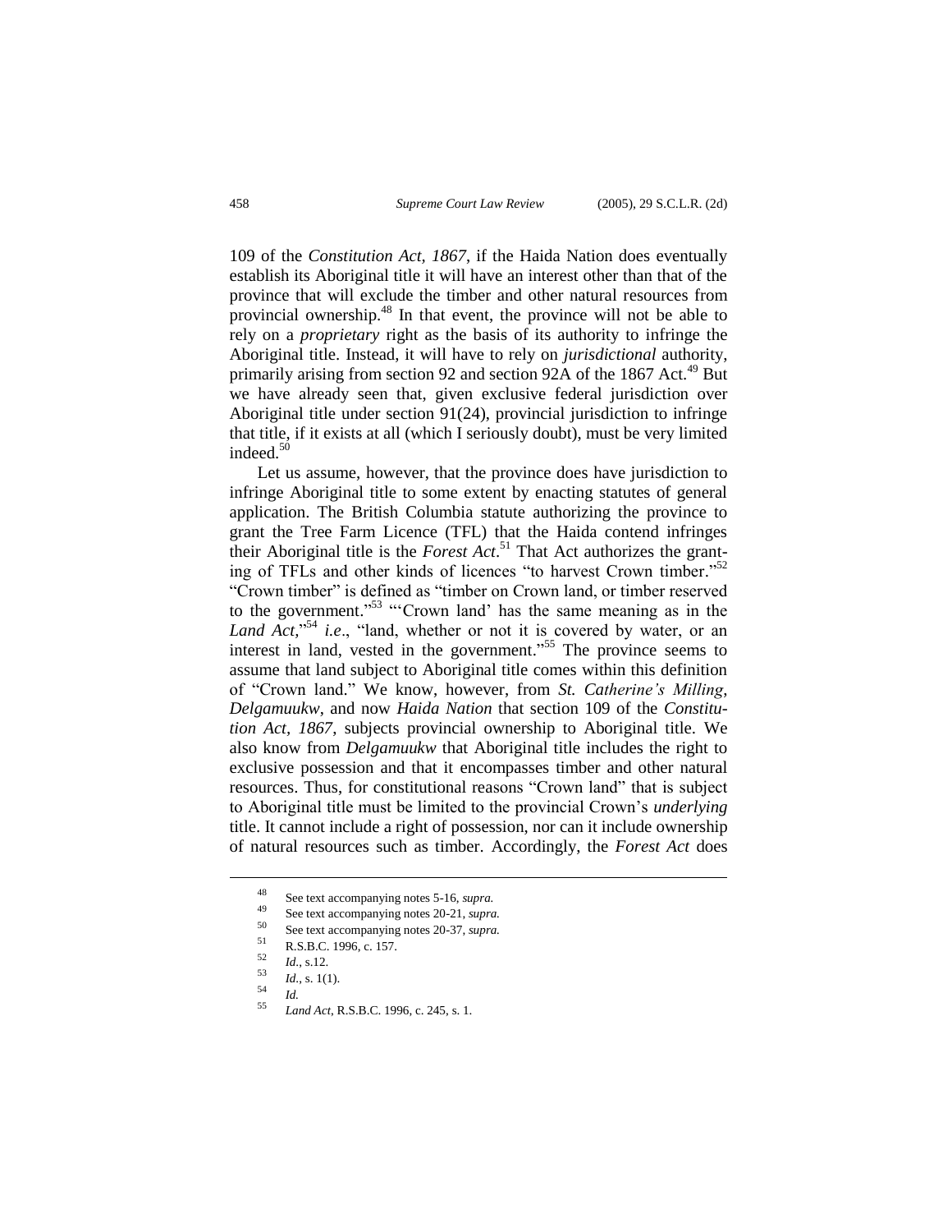109 of the *Constitution Act, 1867*, if the Haida Nation does eventually establish its Aboriginal title it will have an interest other than that of the province that will exclude the timber and other natural resources from provincial ownership.[48] In that event, the province will not be able to rely on a *proprietary* right as the basis of its authority to infringe the Aboriginal title. Instead, it will have to rely on *jurisdictional* authority, primarily arising from section 92 and section 92A of the 1867 Act.[49] But we have already seen that, given exclusive federal jurisdiction over Aboriginal title under section 91(24), provincial jurisdiction to infringe that title, if it exists at all (which I seriously doubt), must be very limited indeed.[50]

Let us assume, however, that the province does have jurisdiction to infringe Aboriginal title to some extent by enacting statutes of general application. The British Columbia statute authorizing the province to grant the Tree Farm Licence (TFL) that the Haida contend infringes their Aboriginal title is the *Forest Act*.[51] That Act authorizes the granting of TFLs and other kinds of licences "to harvest Crown timber."[52] "Crown timber" is defined as "timber on Crown land, or timber reserved to the government."[53] "'Crown land' has the same meaning as in the *Land Act*,"[54] *i.e*., "land, whether or not it is covered by water, or an interest in land, vested in the government."[55] The province seems to assume that land subject to Aboriginal title comes within this definition of "Crown land." We know, however, from *St. Catherine's Milling*, *Delgamuukw*, and now *Haida Nation* that section 109 of the *Constitution Act, 1867*, subjects provincial ownership to Aboriginal title. We also know from *Delgamuukw* that Aboriginal title includes the right to exclusive possession and that it encompasses timber and other natural resources. Thus, for constitutional reasons "Crown land" that is subject to Aboriginal title must be limited to the provincial Crown's *underlying* title. It cannot include a right of possession, nor can it include ownership of natural resources such as timber. Accordingly, the *Forest Act* does

---

[48] See text accompanying notes 5-16, *supra.*

[49] See text accompanying notes 20-21, *supra.*

[50] See text accompanying notes 20-37, *supra.*

[51] R.S.B.C. 1996, c. 157.

[52] *Id.*, s.12.

[53] *Id.*, s. 1(1).

[54] *Id.*

[55] *Land Act*, R.S.B.C. 1996, c. 245, s. 1.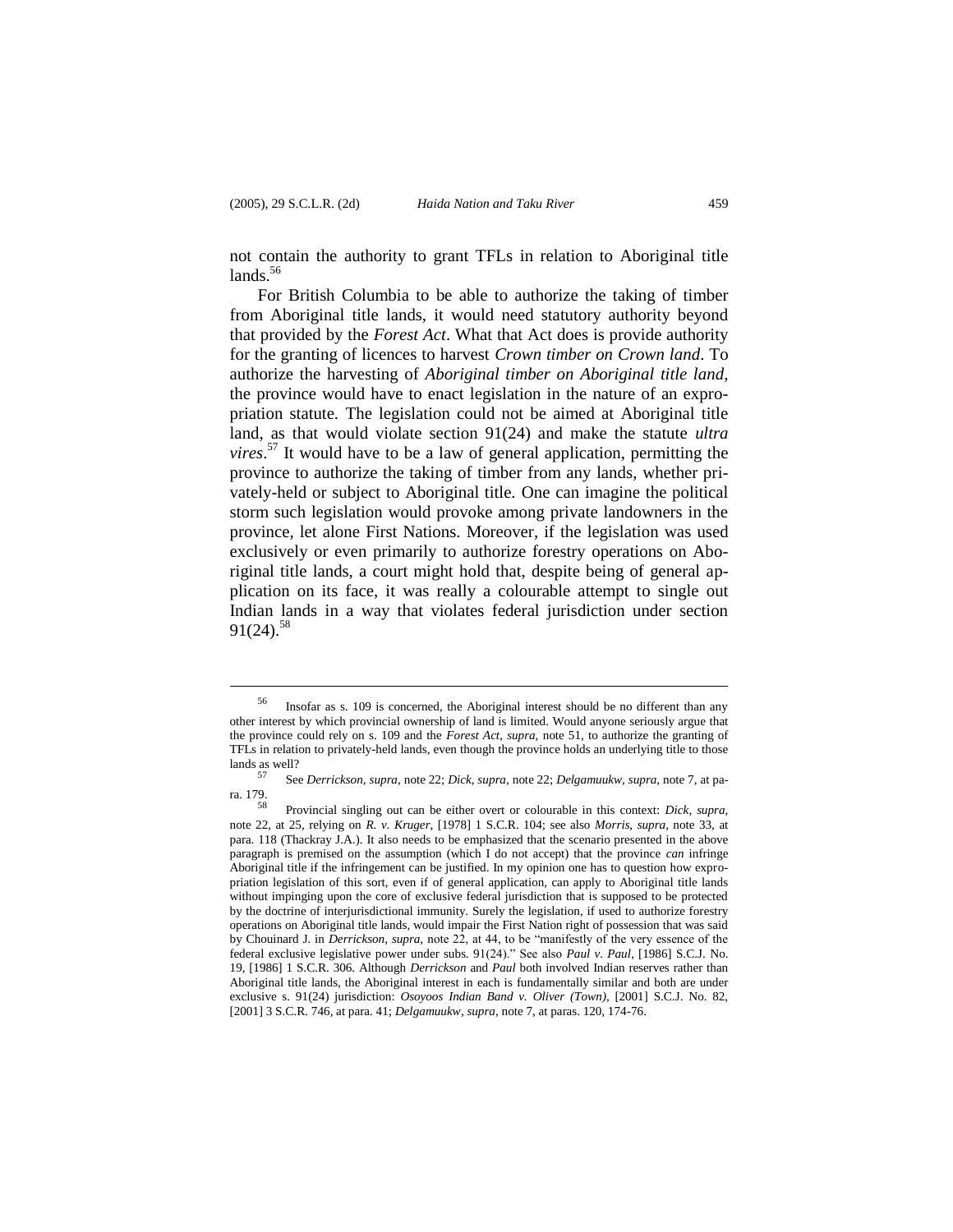not contain the authority to grant TFLs in relation to Aboriginal title lands.[56]

For British Columbia to be able to authorize the taking of timber from Aboriginal title lands, it would need statutory authority beyond that provided by the *Forest Act*. What that Act does is provide authority for the granting of licences to harvest *Crown timber on Crown land*. To authorize the harvesting of *Aboriginal timber on Aboriginal title land*, the province would have to enact legislation in the nature of an expropriation statute. The legislation could not be aimed at Aboriginal title land, as that would violate section 91(24) and make the statute *ultra vires*.[57] It would have to be a law of general application, permitting the province to authorize the taking of timber from any lands, whether privately-held or subject to Aboriginal title. One can imagine the political storm such legislation would provoke among private landowners in the province, let alone First Nations. Moreover, if the legislation was used exclusively or even primarily to authorize forestry operations on Aboriginal title lands, a court might hold that, despite being of general application on its face, it was really a colourable attempt to single out Indian lands in a way that violates federal jurisdiction under section 91(24).[58]

---

[56] Insofar as s. 109 is concerned, the Aboriginal interest should be no different than any other interest by which provincial ownership of land is limited. Would anyone seriously argue that the province could rely on s. 109 and the *Forest Act*, *supra*, note 51, to authorize the granting of TFLs in relation to privately-held lands, even though the province holds an underlying title to those lands as well?

[57] See *Derrickson*, *supra*, note 22; *Dick*, *supra*, note 22; *Delgamuukw*, *supra*, note 7, at para. 179.

[58] Provincial singling out can be either overt or colourable in this context: *Dick*, *supra*, note 22, at 25, relying on *R. v. Kruger*, [1978] 1 S.C.R. 104; see also *Morris*, *supra*, note 33, at para. 118 (Thackray J.A.). It also needs to be emphasized that the scenario presented in the above paragraph is premised on the assumption (which I do not accept) that the province *can* infringe Aboriginal title if the infringement can be justified. In my opinion one has to question how expropriation legislation of this sort, even if of general application, can apply to Aboriginal title lands without impinging upon the core of exclusive federal jurisdiction that is supposed to be protected by the doctrine of interjurisdictional immunity. Surely the legislation, if used to authorize forestry operations on Aboriginal title lands, would impair the First Nation right of possession that was said by Chouinard J. in *Derrickson*, *supra*, note 22, at 44, to be "manifestly of the very essence of the federal exclusive legislative power under subs. 91(24)." See also *Paul v. Paul*, [1986] S.C.J. No. 19, [1986] 1 S.C.R. 306. Although *Derrickson* and *Paul* both involved Indian reserves rather than Aboriginal title lands, the Aboriginal interest in each is fundamentally similar and both are under exclusive s. 91(24) jurisdiction: *Osoyoos Indian Band v. Oliver (Town)*, [2001] S.C.J. No. 82, [2001] 3 S.C.R. 746, at para. 41; *Delgamuukw*, *supra*, note 7, at paras. 120, 174-76.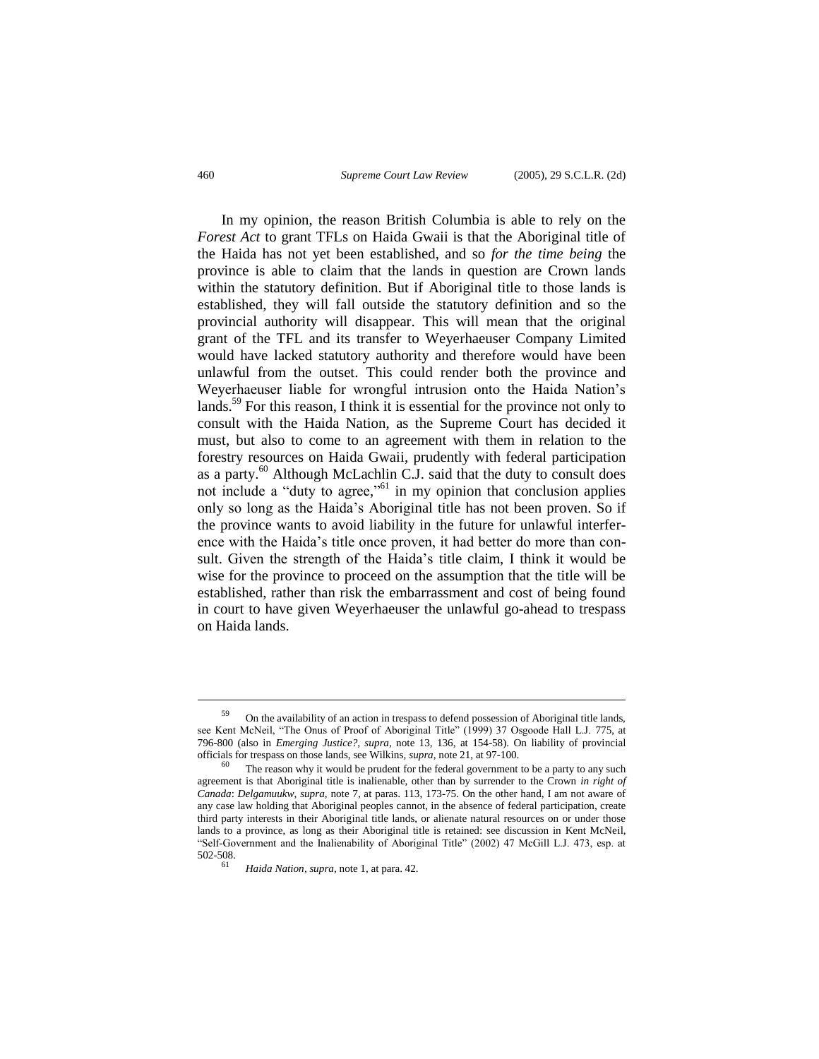In my opinion, the reason British Columbia is able to rely on the *Forest Act* to grant TFLs on Haida Gwaii is that the Aboriginal title of the Haida has not yet been established, and so *for the time being* the province is able to claim that the lands in question are Crown lands within the statutory definition. But if Aboriginal title to those lands is established, they will fall outside the statutory definition and so the provincial authority will disappear. This will mean that the original grant of the TFL and its transfer to Weyerhaeuser Company Limited would have lacked statutory authority and therefore would have been unlawful from the outset. This could render both the province and Weyerhaeuser liable for wrongful intrusion onto the Haida Nation's lands.[59] For this reason, I think it is essential for the province not only to consult with the Haida Nation, as the Supreme Court has decided it must, but also to come to an agreement with them in relation to the forestry resources on Haida Gwaii, prudently with federal participation as a party.[60] Although McLachlin C.J. said that the duty to consult does not include a "duty to agree,"[61] in my opinion that conclusion applies only so long as the Haida's Aboriginal title has not been proven. So if the province wants to avoid liability in the future for unlawful interference with the Haida's title once proven, it had better do more than consult. Given the strength of the Haida's title claim, I think it would be wise for the province to proceed on the assumption that the title will be established, rather than risk the embarrassment and cost of being found in court to have given Weyerhaeuser the unlawful go-ahead to trespass on Haida lands.

---

[59] On the availability of an action in trespass to defend possession of Aboriginal title lands, see Kent McNeil, "The Onus of Proof of Aboriginal Title" (1999) 37 Osgoode Hall L.J. 775, at 796-800 (also in *Emerging Justice?*, *supra*, note 13, 136, at 154-58). On liability of provincial officials for trespass on those lands, see Wilkins, *supra*, note 21, at 97-100.

[60] The reason why it would be prudent for the federal government to be a party to any such agreement is that Aboriginal title is inalienable, other than by surrender to the Crown *in right of Canada*: *Delgamuukw*, *supra*, note 7, at paras. 113, 173-75. On the other hand, I am not aware of any case law holding that Aboriginal peoples cannot, in the absence of federal participation, create third party interests in their Aboriginal title lands, or alienate natural resources on or under those lands to a province, as long as their Aboriginal title is retained: see discussion in Kent McNeil, "Self-Government and the Inalienability of Aboriginal Title" (2002) 47 McGill L.J. 473, esp. at 502-508.

[61] *Haida Nation*, *supra*, note 1, at para. 42.